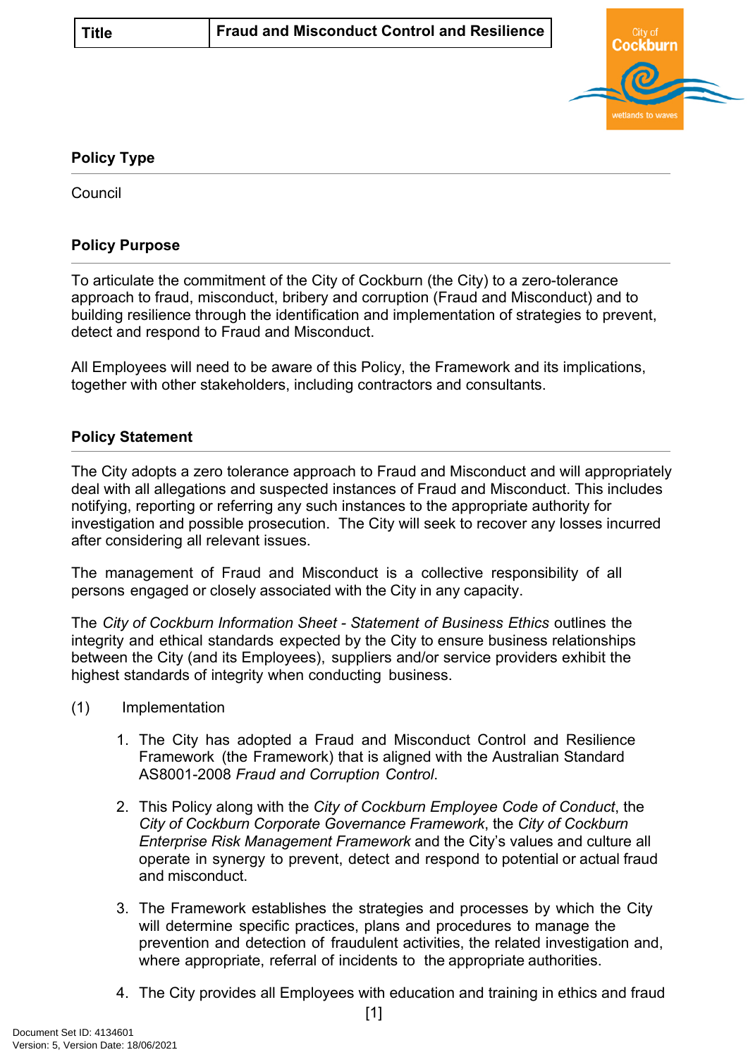| Title | Fraud and Misconduct Control and Resilience |
|---|---|

## Policy Type

Council

## Policy Purpose

To articulate the commitment of the City of Cockburn (the City) to a zero-tolerance approach to fraud, misconduct, bribery and corruption (Fraud and Misconduct) and to building resilience through the identification and implementation of strategies to prevent, detect and respond to Fraud and Misconduct.

All Employees will need to be aware of this Policy, the Framework and its implications, together with other stakeholders, including contractors and consultants.

## Policy Statement

The City adopts a zero tolerance approach to Fraud and Misconduct and will appropriately deal with all allegations and suspected instances of Fraud and Misconduct. This includes notifying, reporting or referring any such instances to the appropriate authority for investigation and possible prosecution. The City will seek to recover any losses incurred after considering all relevant issues.

The management of Fraud and Misconduct is a collective responsibility of all persons engaged or closely associated with the City in any capacity.

The *City of Cockburn Information Sheet - Statement of Business Ethics* outlines the integrity and ethical standards expected by the City to ensure business relationships between the City (and its Employees), suppliers and/or service providers exhibit the highest standards of integrity when conducting business.

(1) Implementation

1. The City has adopted a Fraud and Misconduct Control and Resilience Framework (the Framework) that is aligned with the Australian Standard AS8001-2008 *Fraud and Corruption Control*.

2. This Policy along with the *City of Cockburn Employee Code of Conduct*, the *City of Cockburn Corporate Governance Framework*, the *City of Cockburn Enterprise Risk Management Framework* and the City's values and culture all operate in synergy to prevent, detect and respond to potential or actual fraud and misconduct.

3. The Framework establishes the strategies and processes by which the City will determine specific practices, plans and procedures to manage the prevention and detection of fraudulent activities, the related investigation and, where appropriate, referral of incidents to the appropriate authorities.

4. The City provides all Employees with education and training in ethics and fraud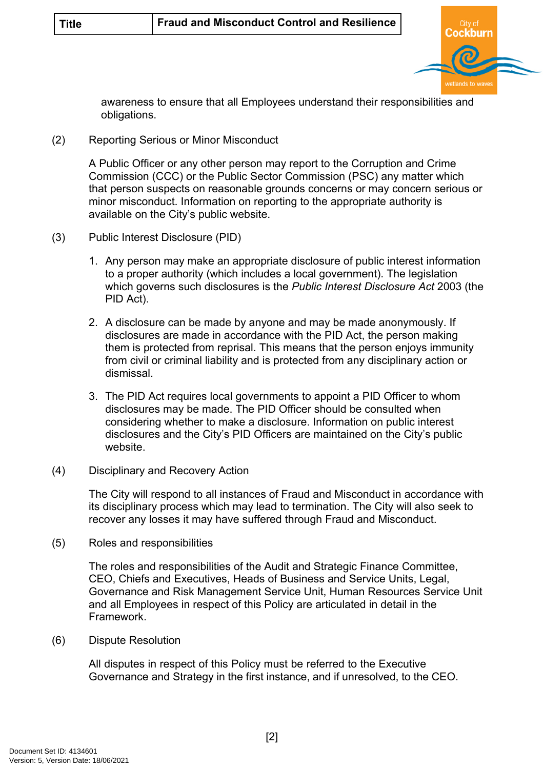awareness to ensure that all Employees understand their responsibilities and obligations.

(2) Reporting Serious or Minor Misconduct

A Public Officer or any other person may report to the Corruption and Crime Commission (CCC) or the Public Sector Commission (PSC) any matter which that person suspects on reasonable grounds concerns or may concern serious or minor misconduct. Information on reporting to the appropriate authority is available on the City's public website.

(3) Public Interest Disclosure (PID)

1. Any person may make an appropriate disclosure of public interest information to a proper authority (which includes a local government). The legislation which governs such disclosures is the *Public Interest Disclosure Act* 2003 (the PID Act).

2. A disclosure can be made by anyone and may be made anonymously. If disclosures are made in accordance with the PID Act, the person making them is protected from reprisal. This means that the person enjoys immunity from civil or criminal liability and is protected from any disciplinary action or dismissal.

3. The PID Act requires local governments to appoint a PID Officer to whom disclosures may be made. The PID Officer should be consulted when considering whether to make a disclosure. Information on public interest disclosures and the City's PID Officers are maintained on the City's public website.

(4) Disciplinary and Recovery Action

The City will respond to all instances of Fraud and Misconduct in accordance with its disciplinary process which may lead to termination. The City will also seek to recover any losses it may have suffered through Fraud and Misconduct.

(5) Roles and responsibilities

The roles and responsibilities of the Audit and Strategic Finance Committee, CEO, Chiefs and Executives, Heads of Business and Service Units, Legal, Governance and Risk Management Service Unit, Human Resources Service Unit and all Employees in respect of this Policy are articulated in detail in the Framework.

(6) Dispute Resolution

All disputes in respect of this Policy must be referred to the Executive Governance and Strategy in the first instance, and if unresolved, to the CEO.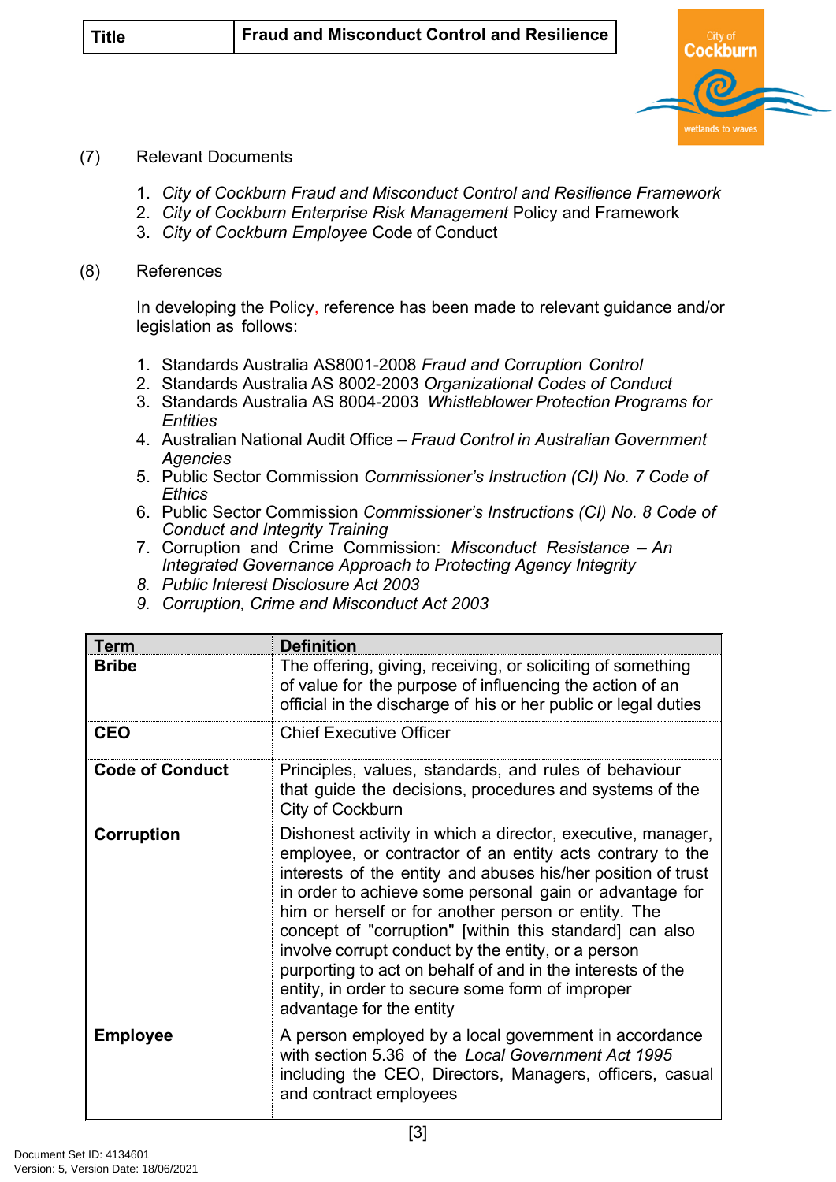(7) Relevant Documents

1. *City of Cockburn Fraud and Misconduct Control and Resilience Framework*
2. *City of Cockburn Enterprise Risk Management* Policy and Framework
3. *City of Cockburn Employee* Code of Conduct

(8) References

In developing the Policy, reference has been made to relevant guidance and/or legislation as follows:

1. Standards Australia AS8001-2008 *Fraud and Corruption Control*
2. Standards Australia AS 8002-2003 *Organizational Codes of Conduct*
3. Standards Australia AS 8004-2003 *Whistleblower Protection Programs for Entities*
4. Australian National Audit Office – *Fraud Control in Australian Government Agencies*
5. Public Sector Commission *Commissioner's Instruction (CI) No. 7 Code of Ethics*
6. Public Sector Commission *Commissioner's Instructions (CI) No. 8 Code of Conduct and Integrity Training*
7. Corruption and Crime Commission: *Misconduct Resistance – An Integrated Governance Approach to Protecting Agency Integrity*
8. *Public Interest Disclosure Act 2003*
9. *Corruption, Crime and Misconduct Act 2003*

| Term | Definition |
|---|---|
| **Bribe** | The offering, giving, receiving, or soliciting of something of value for the purpose of influencing the action of an official in the discharge of his or her public or legal duties |
| **CEO** | Chief Executive Officer |
| **Code of Conduct** | Principles, values, standards, and rules of behaviour that guide the decisions, procedures and systems of the City of Cockburn |
| **Corruption** | Dishonest activity in which a director, executive, manager, employee, or contractor of an entity acts contrary to the interests of the entity and abuses his/her position of trust in order to achieve some personal gain or advantage for him or herself or for another person or entity. The concept of "corruption" [within this standard] can also involve corrupt conduct by the entity, or a person purporting to act on behalf of and in the interests of the entity, in order to secure some form of improper advantage for the entity |
| **Employee** | A person employed by a local government in accordance with section 5.36 of the *Local Government Act 1995* including the CEO, Directors, Managers, officers, casual and contract employees |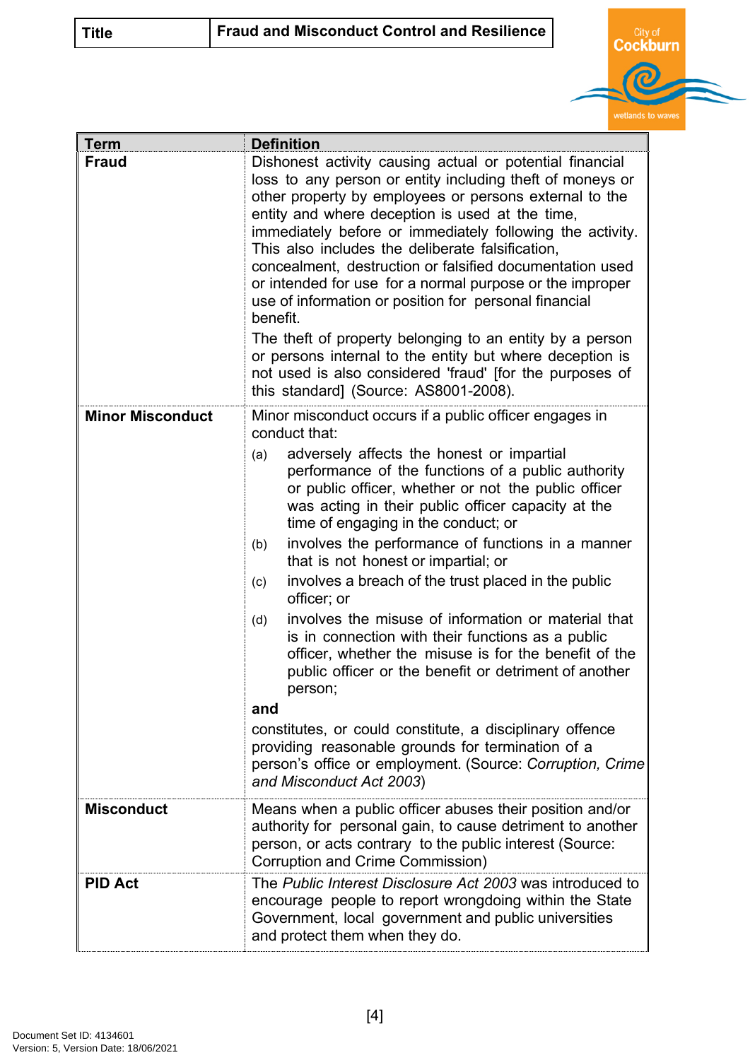| Term | Definition |
|---|---|
| **Fraud** | Dishonest activity causing actual or potential financial loss to any person or entity including theft of moneys or other property by employees or persons external to the entity and where deception is used at the time, immediately before or immediately following the activity. This also includes the deliberate falsification, concealment, destruction or falsified documentation used or intended for use for a normal purpose or the improper use of information or position for personal financial benefit.<br><br>The theft of property belonging to an entity by a person or persons internal to the entity but where deception is not used is also considered 'fraud' [for the purposes of this standard] (Source: AS8001-2008). |
| **Minor Misconduct** | Minor misconduct occurs if a public officer engages in conduct that:<br>(a) adversely affects the honest or impartial performance of the functions of a public authority or public officer, whether or not the public officer was acting in their public officer capacity at the time of engaging in the conduct; or<br>(b) involves the performance of functions in a manner that is not honest or impartial; or<br>(c) involves a breach of the trust placed in the public officer; or<br>(d) involves the misuse of information or material that is in connection with their functions as a public officer, whether the misuse is for the benefit of the public officer or the benefit or detriment of another person;<br>**and**<br>constitutes, or could constitute, a disciplinary offence providing reasonable grounds for termination of a person's office or employment. (Source: *Corruption, Crime and Misconduct Act 2003*) |
| **Misconduct** | Means when a public officer abuses their position and/or authority for personal gain, to cause detriment to another person, or acts contrary to the public interest (Source: Corruption and Crime Commission) |
| **PID Act** | The *Public Interest Disclosure Act 2003* was introduced to encourage people to report wrongdoing within the State Government, local government and public universities and protect them when they do. |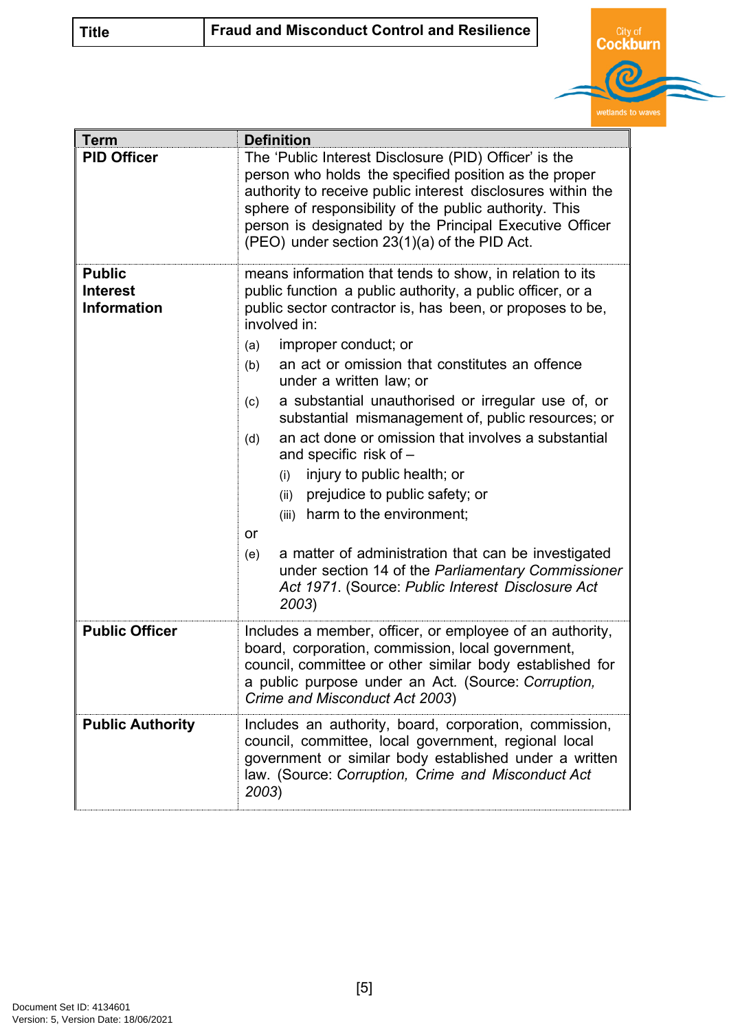| Term | Definition |
| --- | --- |
| **PID Officer** | The 'Public Interest Disclosure (PID) Officer' is the person who holds the specified position as the proper authority to receive public interest disclosures within the sphere of responsibility of the public authority. This person is designated by the Principal Executive Officer (PEO) under section 23(1)(a) of the PID Act. |
| **Public Interest Information** | means information that tends to show, in relation to its public function a public authority, a public officer, or a public sector contractor is, has been, or proposes to be, involved in:<br>(a) improper conduct; or<br>(b) an act or omission that constitutes an offence under a written law; or<br>(c) a substantial unauthorised or irregular use of, or substantial mismanagement of, public resources; or<br>(d) an act done or omission that involves a substantial and specific risk of –<br>(i) injury to public health; or<br>(ii) prejudice to public safety; or<br>(iii) harm to the environment;<br>or<br>(e) a matter of administration that can be investigated under section 14 of the *Parliamentary Commissioner Act 1971*. (Source: *Public Interest Disclosure Act 2003*) |
| **Public Officer** | Includes a member, officer, or employee of an authority, board, corporation, commission, local government, council, committee or other similar body established for a public purpose under an Act. (Source: *Corruption, Crime and Misconduct Act 2003*) |
| **Public Authority** | Includes an authority, board, corporation, commission, council, committee, local government, regional local government or similar body established under a written law. (Source: *Corruption, Crime and Misconduct Act 2003*) |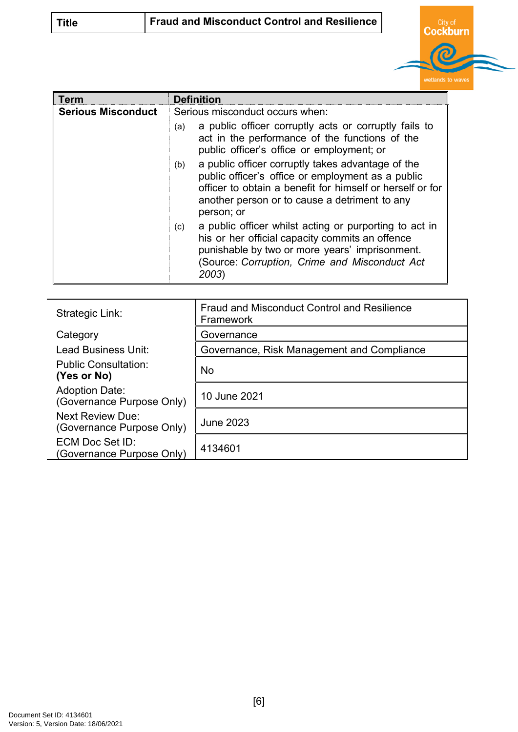| Title | Fraud and Misconduct Control and Resilience |
|---|---|

| Term | Definition |
|---|---|
| **Serious Misconduct** | Serious misconduct occurs when:<br>(a) a public officer corruptly acts or corruptly fails to act in the performance of the functions of the public officer's office or employment; or<br>(b) a public officer corruptly takes advantage of the public officer's office or employment as a public officer to obtain a benefit for himself or herself or for another person or to cause a detriment to any person; or<br>(c) a public officer whilst acting or purporting to act in his or her official capacity commits an offence punishable by two or more years' imprisonment. (Source: *Corruption, Crime and Misconduct Act 2003*) |

| | |
|---|---|
| Strategic Link: | Fraud and Misconduct Control and Resilience Framework |
| Category | Governance |
| Lead Business Unit: | Governance, Risk Management and Compliance |
| Public Consultation: **(Yes or No)** | No |
| Adoption Date: (Governance Purpose Only) | 10 June 2021 |
| Next Review Due: (Governance Purpose Only) | June 2023 |
| ECM Doc Set ID: (Governance Purpose Only) | 4134601 |

Document Set ID: 4134601
Version: 5, Version Date: 18/06/2021